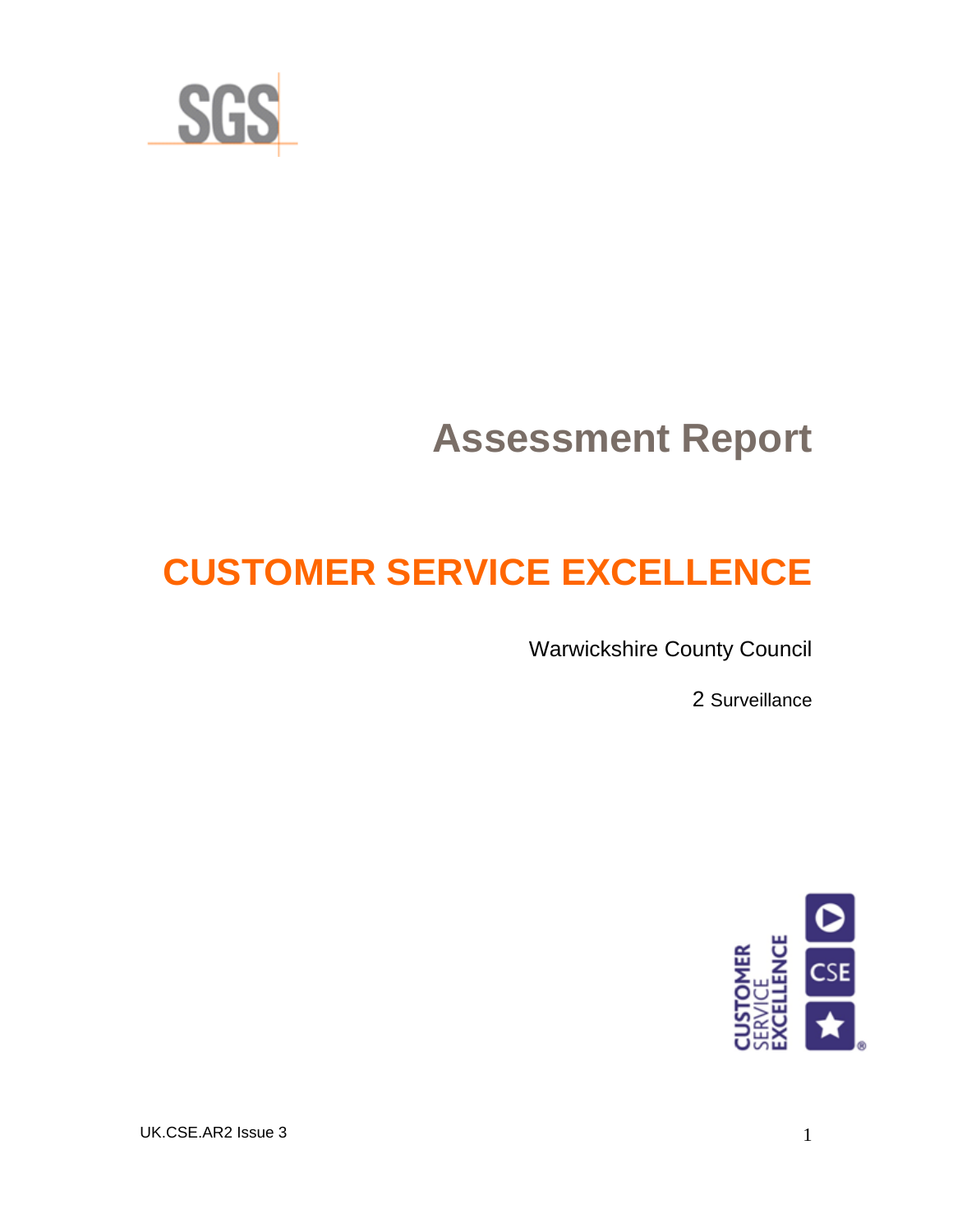SGS

# Assessment Report

# CUSTOMER SERVICE EXCELLENCE

Warwickshire County Council

2 Surveillance

UK.CSE.AR2 Issue 3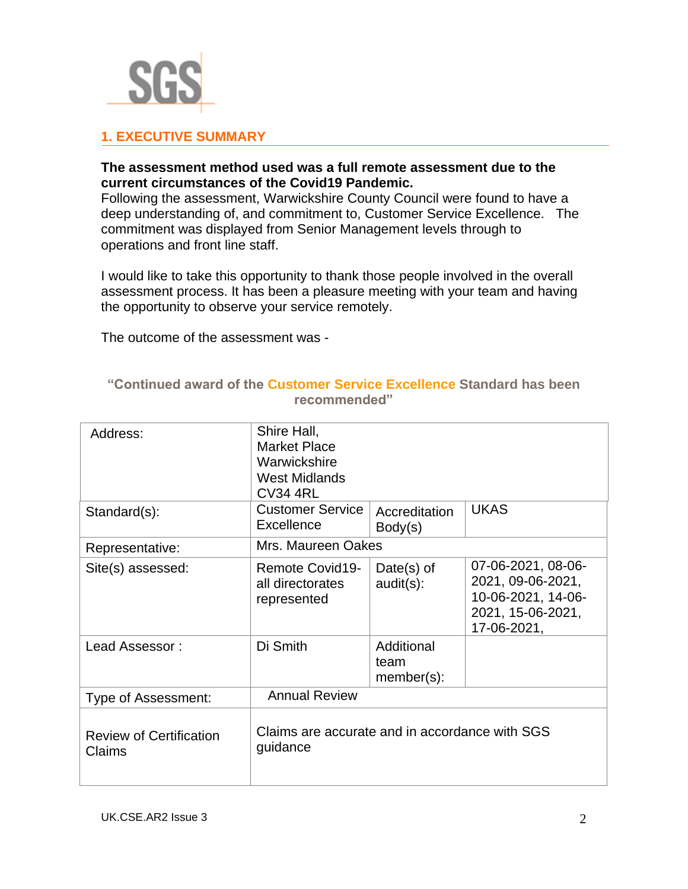## 1. EXECUTIVE SUMMARY

**The assessment method used was a full remote assessment due to the current circumstances of the Covid19 Pandemic.**
Following the assessment, Warwickshire County Council were found to have a deep understanding of, and commitment to, Customer Service Excellence. The commitment was displayed from Senior Management levels through to operations and front line staff.

I would like to take this opportunity to thank those people involved in the overall assessment process. It has been a pleasure meeting with your team and having the opportunity to observe your service remotely.

The outcome of the assessment was -

**"Continued award of the Customer Service Excellence Standard has been recommended"**

| | | | |
|---|---|---|---|
| Address: | Shire Hall,<br>Market Place<br>Warwickshire<br>West Midlands<br>CV34 4RL | | |
| Standard(s): | Customer Service Excellence | Accreditation Body(s) | UKAS |
| Representative: | Mrs. Maureen Oakes | | |
| Site(s) assessed: | Remote Covid19- all directorates represented | Date(s) of audit(s): | 07-06-2021, 08-06-2021, 09-06-2021, 10-06-2021, 14-06-2021, 15-06-2021, 17-06-2021, |
| Lead Assessor : | Di Smith | Additional team member(s): | |
| Type of Assessment: | Annual Review | | |
| Review of Certification Claims | Claims are accurate and in accordance with SGS guidance | | |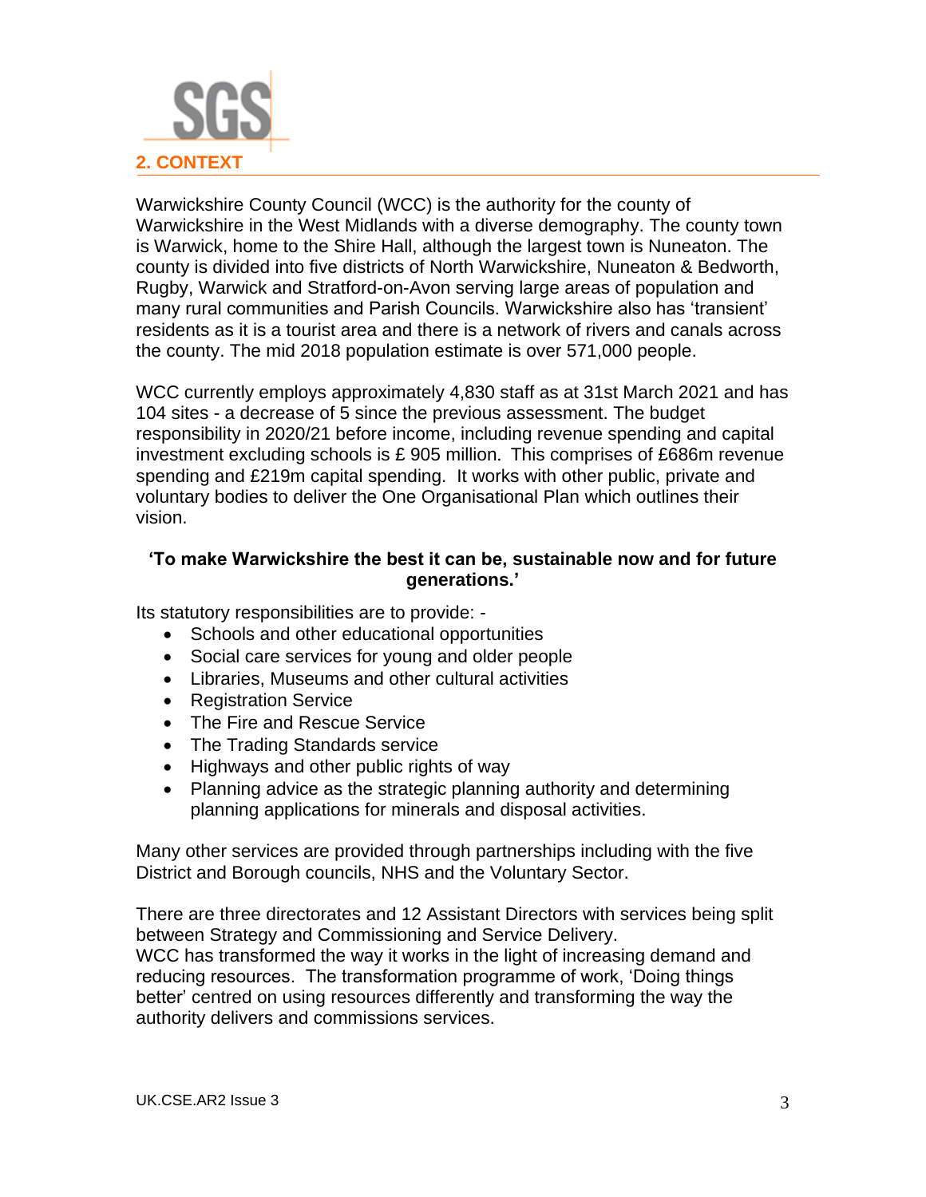## 2. CONTEXT

Warwickshire County Council (WCC) is the authority for the county of Warwickshire in the West Midlands with a diverse demography. The county town is Warwick, home to the Shire Hall, although the largest town is Nuneaton. The county is divided into five districts of North Warwickshire, Nuneaton & Bedworth, Rugby, Warwick and Stratford-on-Avon serving large areas of population and many rural communities and Parish Councils. Warwickshire also has 'transient' residents as it is a tourist area and there is a network of rivers and canals across the county. The mid 2018 population estimate is over 571,000 people.

WCC currently employs approximately 4,830 staff as at 31st March 2021 and has 104 sites - a decrease of 5 since the previous assessment. The budget responsibility in 2020/21 before income, including revenue spending and capital investment excluding schools is £ 905 million. This comprises of £686m revenue spending and £219m capital spending. It works with other public, private and voluntary bodies to deliver the One Organisational Plan which outlines their vision.

**'To make Warwickshire the best it can be, sustainable now and for future generations.'**

Its statutory responsibilities are to provide: -

- Schools and other educational opportunities
- Social care services for young and older people
- Libraries, Museums and other cultural activities
- Registration Service
- The Fire and Rescue Service
- The Trading Standards service
- Highways and other public rights of way
- Planning advice as the strategic planning authority and determining planning applications for minerals and disposal activities.

Many other services are provided through partnerships including with the five District and Borough councils, NHS and the Voluntary Sector.

There are three directorates and 12 Assistant Directors with services being split between Strategy and Commissioning and Service Delivery.
WCC has transformed the way it works in the light of increasing demand and reducing resources. The transformation programme of work, 'Doing things better' centred on using resources differently and transforming the way the authority delivers and commissions services.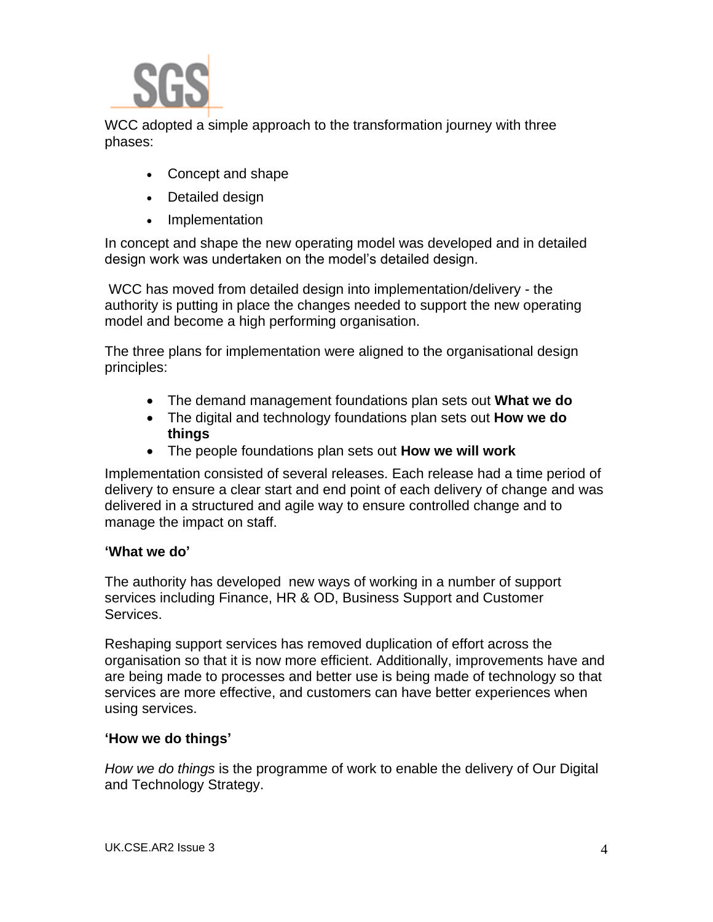WCC adopted a simple approach to the transformation journey with three phases:

- Concept and shape
- Detailed design
- Implementation

In concept and shape the new operating model was developed and in detailed design work was undertaken on the model's detailed design.

WCC has moved from detailed design into implementation/delivery - the authority is putting in place the changes needed to support the new operating model and become a high performing organisation.

The three plans for implementation were aligned to the organisational design principles:

- The demand management foundations plan sets out **What we do**
- The digital and technology foundations plan sets out **How we do things**
- The people foundations plan sets out **How we will work**

Implementation consisted of several releases. Each release had a time period of delivery to ensure a clear start and end point of each delivery of change and was delivered in a structured and agile way to ensure controlled change and to manage the impact on staff.

**'What we do'**

The authority has developed new ways of working in a number of support services including Finance, HR & OD, Business Support and Customer Services.

Reshaping support services has removed duplication of effort across the organisation so that it is now more efficient. Additionally, improvements have and are being made to processes and better use is being made of technology so that services are more effective, and customers can have better experiences when using services.

**'How we do things'**

*How we do things* is the programme of work to enable the delivery of Our Digital and Technology Strategy.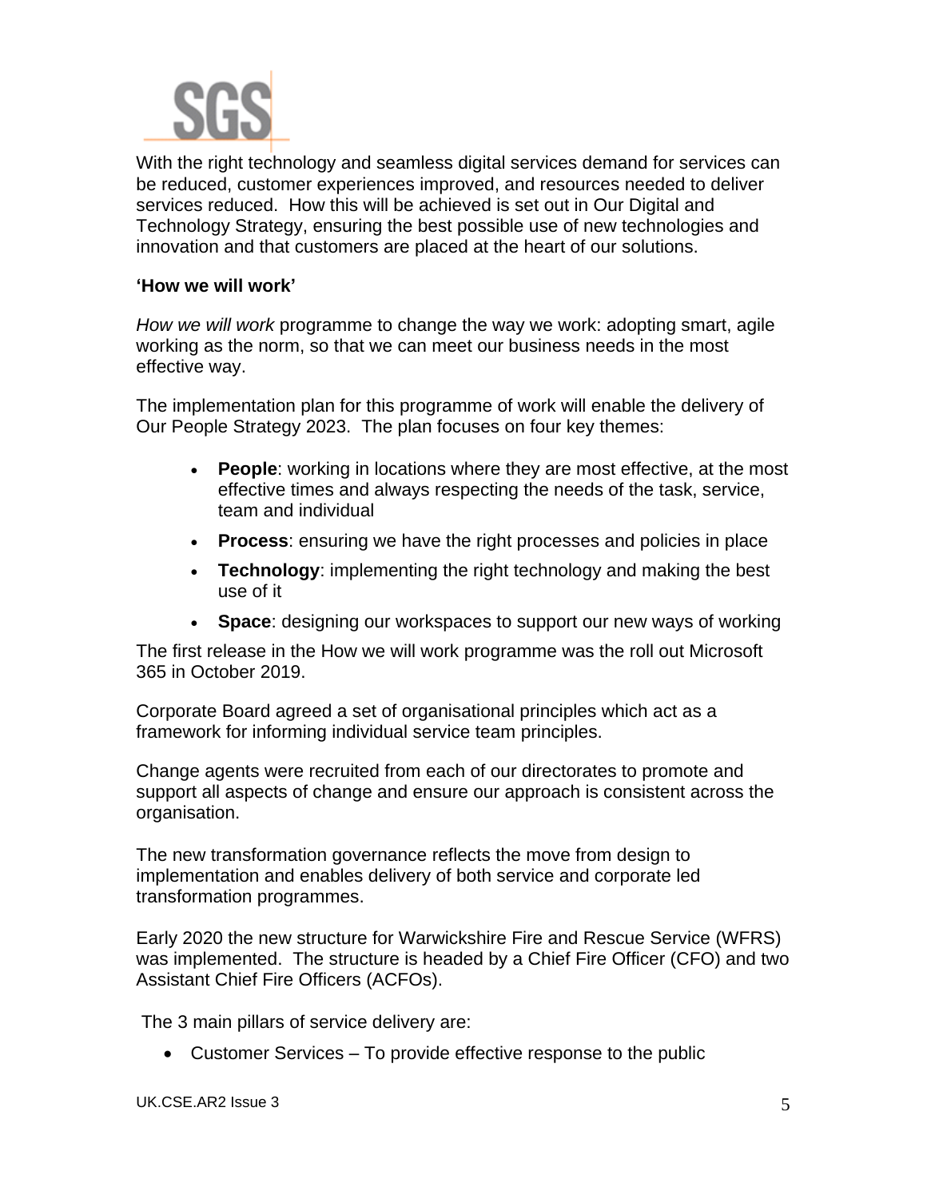With the right technology and seamless digital services demand for services can be reduced, customer experiences improved, and resources needed to deliver services reduced. How this will be achieved is set out in Our Digital and Technology Strategy, ensuring the best possible use of new technologies and innovation and that customers are placed at the heart of our solutions.

**'How we will work'**

*How we will work* programme to change the way we work: adopting smart, agile working as the norm, so that we can meet our business needs in the most effective way.

The implementation plan for this programme of work will enable the delivery of Our People Strategy 2023. The plan focuses on four key themes:

- **People**: working in locations where they are most effective, at the most effective times and always respecting the needs of the task, service, team and individual
- **Process**: ensuring we have the right processes and policies in place
- **Technology**: implementing the right technology and making the best use of it
- **Space**: designing our workspaces to support our new ways of working

The first release in the How we will work programme was the roll out Microsoft 365 in October 2019.

Corporate Board agreed a set of organisational principles which act as a framework for informing individual service team principles.

Change agents were recruited from each of our directorates to promote and support all aspects of change and ensure our approach is consistent across the organisation.

The new transformation governance reflects the move from design to implementation and enables delivery of both service and corporate led transformation programmes.

Early 2020 the new structure for Warwickshire Fire and Rescue Service (WFRS) was implemented. The structure is headed by a Chief Fire Officer (CFO) and two Assistant Chief Fire Officers (ACFOs).

The 3 main pillars of service delivery are:

- Customer Services – To provide effective response to the public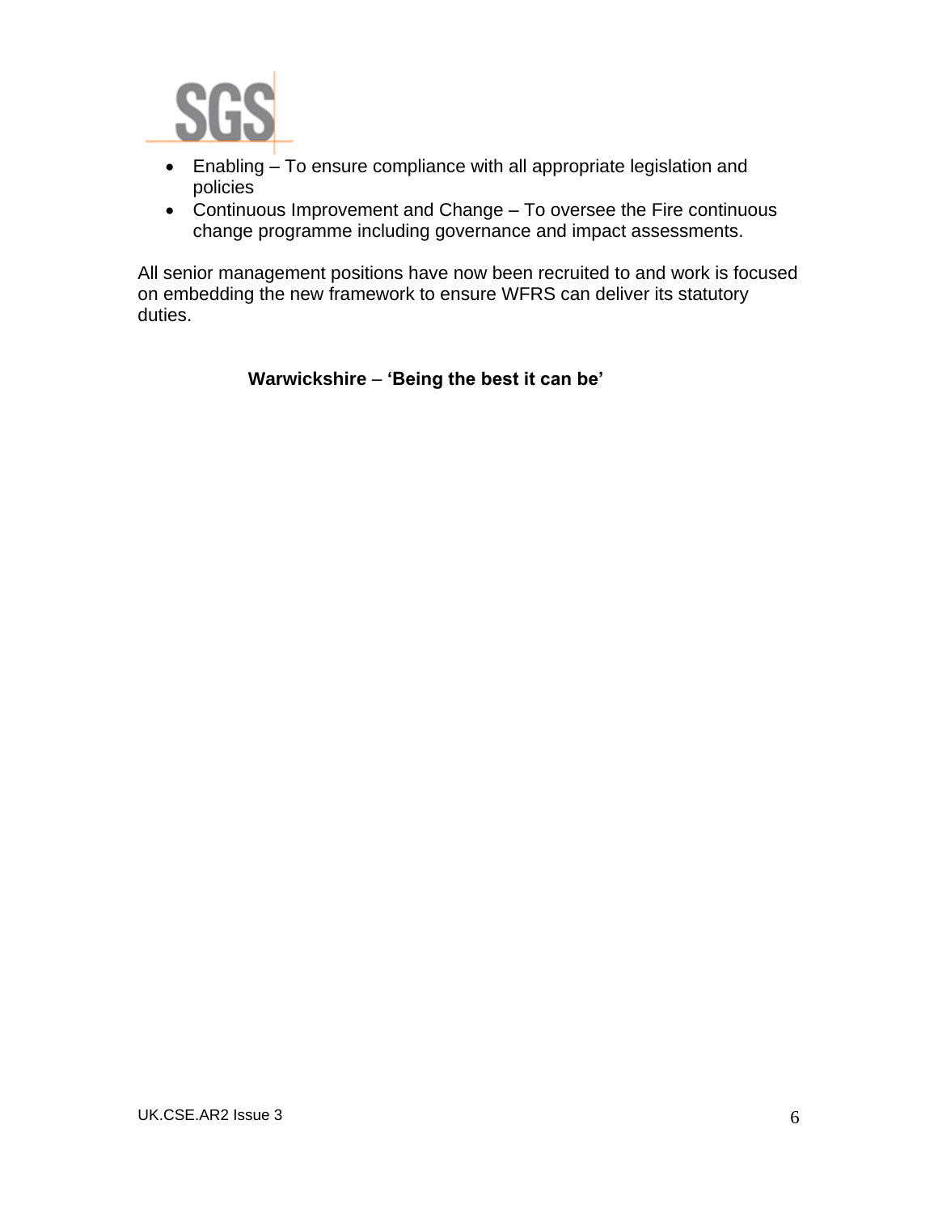- Enabling – To ensure compliance with all appropriate legislation and policies
- Continuous Improvement and Change – To oversee the Fire continuous change programme including governance and impact assessments.

All senior management positions have now been recruited to and work is focused on embedding the new framework to ensure WFRS can deliver its statutory duties.

**Warwickshire – 'Being the best it can be'**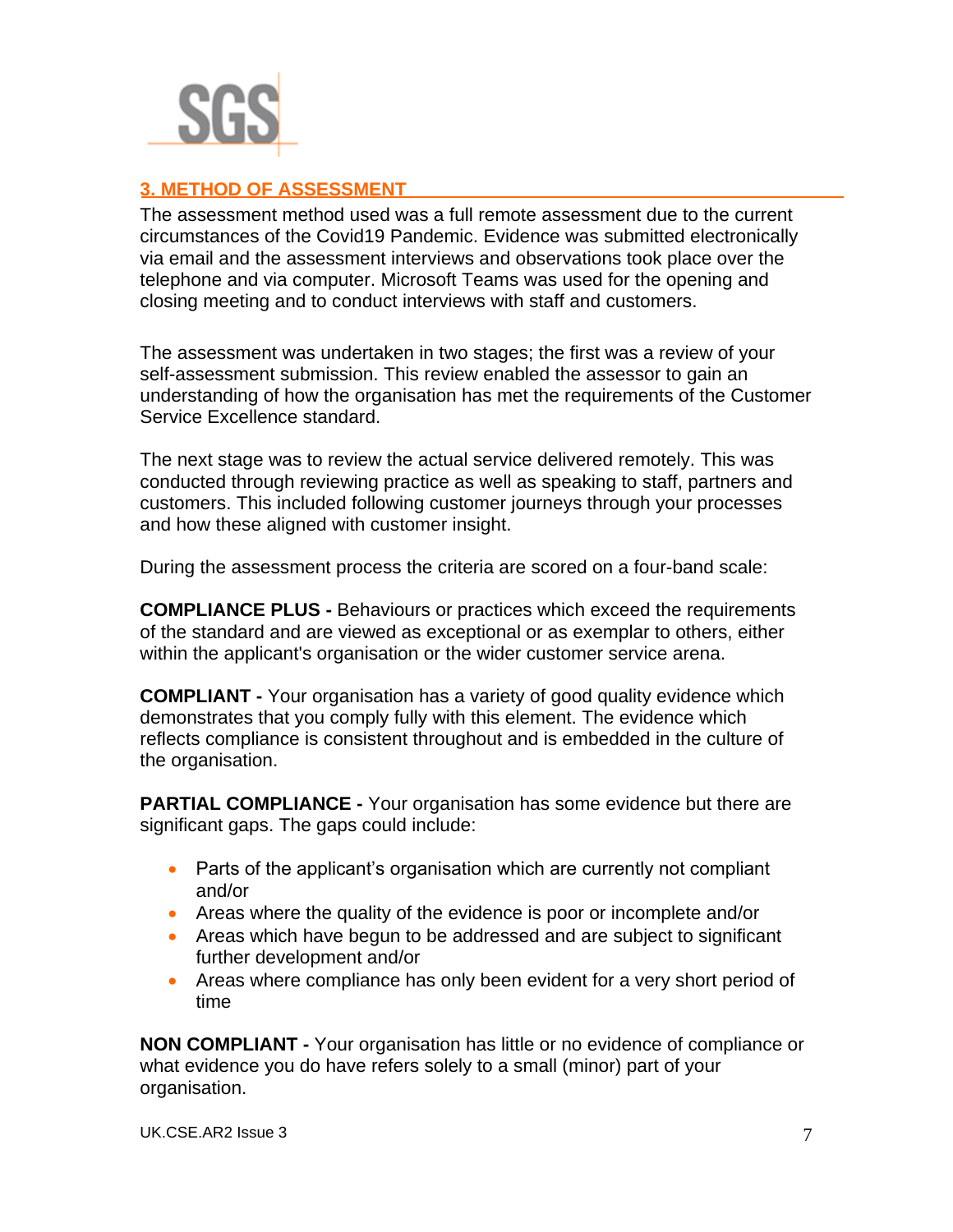## 3. METHOD OF ASSESSMENT

The assessment method used was a full remote assessment due to the current circumstances of the Covid19 Pandemic. Evidence was submitted electronically via email and the assessment interviews and observations took place over the telephone and via computer. Microsoft Teams was used for the opening and closing meeting and to conduct interviews with staff and customers.

The assessment was undertaken in two stages; the first was a review of your self-assessment submission. This review enabled the assessor to gain an understanding of how the organisation has met the requirements of the Customer Service Excellence standard.

The next stage was to review the actual service delivered remotely. This was conducted through reviewing practice as well as speaking to staff, partners and customers. This included following customer journeys through your processes and how these aligned with customer insight.

During the assessment process the criteria are scored on a four-band scale:

**COMPLIANCE PLUS -** Behaviours or practices which exceed the requirements of the standard and are viewed as exceptional or as exemplar to others, either within the applicant's organisation or the wider customer service arena.

**COMPLIANT -** Your organisation has a variety of good quality evidence which demonstrates that you comply fully with this element. The evidence which reflects compliance is consistent throughout and is embedded in the culture of the organisation.

**PARTIAL COMPLIANCE -** Your organisation has some evidence but there are significant gaps. The gaps could include:

- Parts of the applicant's organisation which are currently not compliant and/or
- Areas where the quality of the evidence is poor or incomplete and/or
- Areas which have begun to be addressed and are subject to significant further development and/or
- Areas where compliance has only been evident for a very short period of time

**NON COMPLIANT -** Your organisation has little or no evidence of compliance or what evidence you do have refers solely to a small (minor) part of your organisation.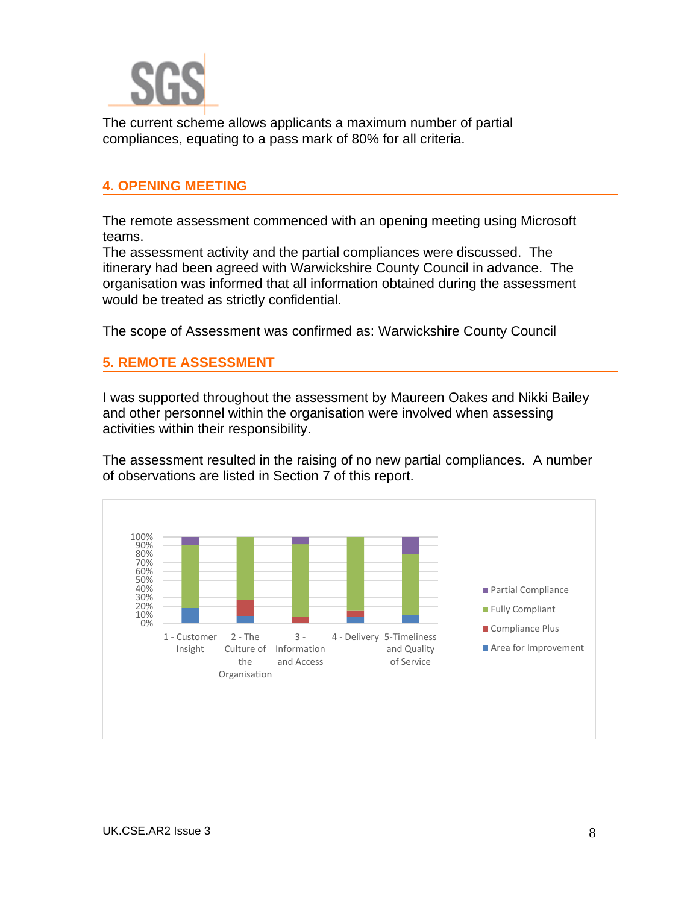The current scheme allows applicants a maximum number of partial compliances, equating to a pass mark of 80% for all criteria.

## 4. OPENING MEETING

The remote assessment commenced with an opening meeting using Microsoft teams.
The assessment activity and the partial compliances were discussed. The itinerary had been agreed with Warwickshire County Council in advance. The organisation was informed that all information obtained during the assessment would be treated as strictly confidential.

The scope of Assessment was confirmed as: Warwickshire County Council

## 5. REMOTE ASSESSMENT

I was supported throughout the assessment by Maureen Oakes and Nikki Bailey and other personnel within the organisation were involved when assessing activities within their responsibility.

The assessment resulted in the raising of no new partial compliances. A number of observations are listed in Section 7 of this report.

100%
90%
80%
70%
60%
50%
40%
30%
20%
10%
0%

1 - Customer Insight | 2 - The Culture of the Organisation | 3 - Information and Access | 4 - Delivery | 5-Timeliness and Quality of Service

Partial Compliance
Fully Compliant
Compliance Plus
Area for Improvement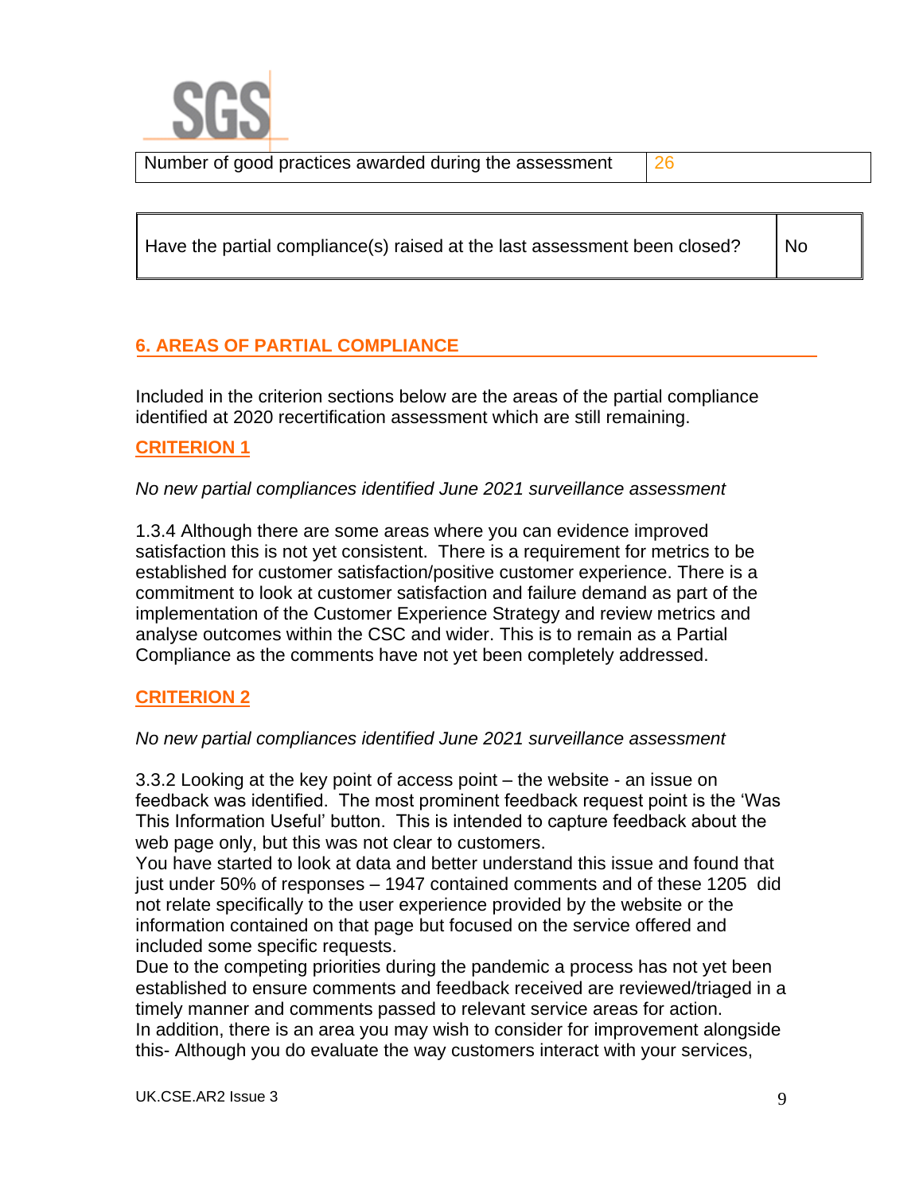| Number of good practices awarded during the assessment | 26 |
| --- | --- |

| Have the partial compliance(s) raised at the last assessment been closed? | No |
| --- | --- |

## 6. AREAS OF PARTIAL COMPLIANCE

Included in the criterion sections below are the areas of the partial compliance identified at 2020 recertification assessment which are still remaining.

### CRITERION 1

*No new partial compliances identified June 2021 surveillance assessment*

1.3.4 Although there are some areas where you can evidence improved satisfaction this is not yet consistent. There is a requirement for metrics to be established for customer satisfaction/positive customer experience. There is a commitment to look at customer satisfaction and failure demand as part of the implementation of the Customer Experience Strategy and review metrics and analyse outcomes within the CSC and wider. This is to remain as a Partial Compliance as the comments have not yet been completely addressed.

### CRITERION 2

*No new partial compliances identified June 2021 surveillance assessment*

3.3.2 Looking at the key point of access point – the website - an issue on feedback was identified. The most prominent feedback request point is the 'Was This Information Useful' button. This is intended to capture feedback about the web page only, but this was not clear to customers.
You have started to look at data and better understand this issue and found that just under 50% of responses – 1947 contained comments and of these 1205 did not relate specifically to the user experience provided by the website or the information contained on that page but focused on the service offered and included some specific requests.
Due to the competing priorities during the pandemic a process has not yet been established to ensure comments and feedback received are reviewed/triaged in a timely manner and comments passed to relevant service areas for action.
In addition, there is an area you may wish to consider for improvement alongside this- Although you do evaluate the way customers interact with your services,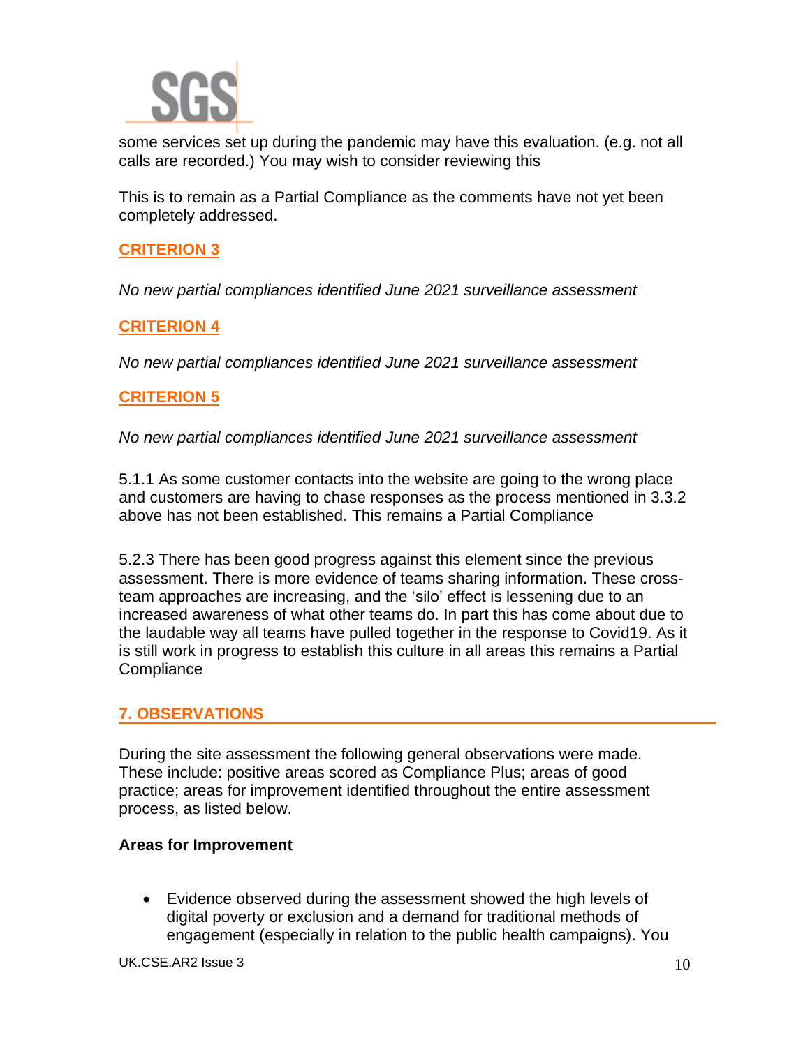some services set up during the pandemic may have this evaluation. (e.g. not all calls are recorded.) You may wish to consider reviewing this

This is to remain as a Partial Compliance as the comments have not yet been completely addressed.

### CRITERION 3

*No new partial compliances identified June 2021 surveillance assessment*

### CRITERION 4

*No new partial compliances identified June 2021 surveillance assessment*

### CRITERION 5

*No new partial compliances identified June 2021 surveillance assessment*

5.1.1 As some customer contacts into the website are going to the wrong place and customers are having to chase responses as the process mentioned in 3.3.2 above has not been established. This remains a Partial Compliance

5.2.3 There has been good progress against this element since the previous assessment. There is more evidence of teams sharing information. These cross-team approaches are increasing, and the 'silo' effect is lessening due to an increased awareness of what other teams do. In part this has come about due to the laudable way all teams have pulled together in the response to Covid19. As it is still work in progress to establish this culture in all areas this remains a Partial Compliance

## 7. OBSERVATIONS

During the site assessment the following general observations were made. These include: positive areas scored as Compliance Plus; areas of good practice; areas for improvement identified throughout the entire assessment process, as listed below.

**Areas for Improvement**

- Evidence observed during the assessment showed the high levels of digital poverty or exclusion and a demand for traditional methods of engagement (especially in relation to the public health campaigns). You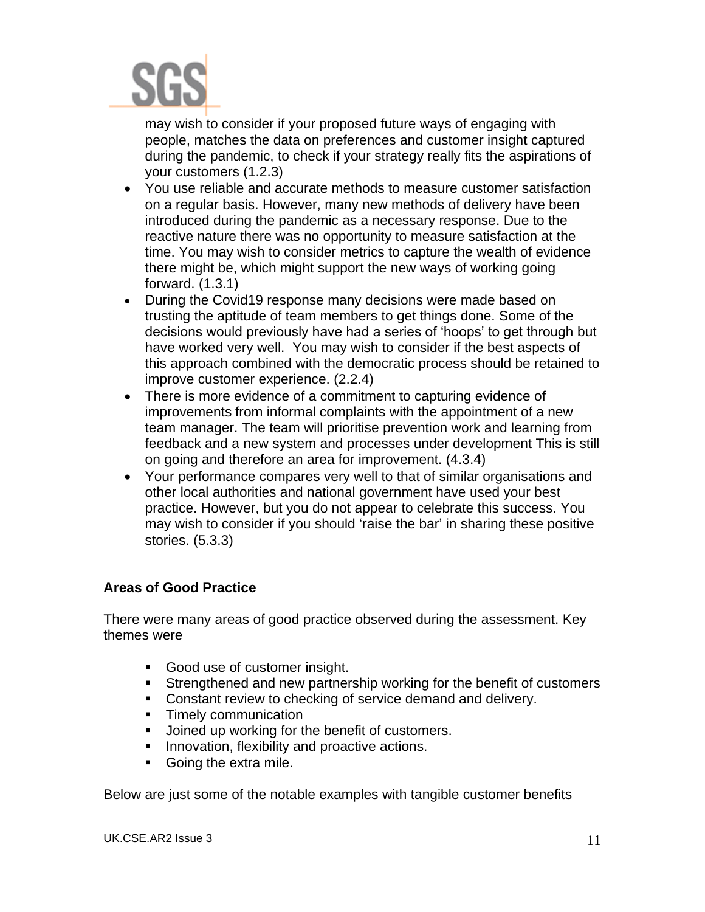may wish to consider if your proposed future ways of engaging with people, matches the data on preferences and customer insight captured during the pandemic, to check if your strategy really fits the aspirations of your customers (1.2.3)

- You use reliable and accurate methods to measure customer satisfaction on a regular basis. However, many new methods of delivery have been introduced during the pandemic as a necessary response. Due to the reactive nature there was no opportunity to measure satisfaction at the time. You may wish to consider metrics to capture the wealth of evidence there might be, which might support the new ways of working going forward. (1.3.1)
- During the Covid19 response many decisions were made based on trusting the aptitude of team members to get things done. Some of the decisions would previously have had a series of 'hoops' to get through but have worked very well. You may wish to consider if the best aspects of this approach combined with the democratic process should be retained to improve customer experience. (2.2.4)
- There is more evidence of a commitment to capturing evidence of improvements from informal complaints with the appointment of a new team manager. The team will prioritise prevention work and learning from feedback and a new system and processes under development This is still on going and therefore an area for improvement. (4.3.4)
- Your performance compares very well to that of similar organisations and other local authorities and national government have used your best practice. However, but you do not appear to celebrate this success. You may wish to consider if you should 'raise the bar' in sharing these positive stories. (5.3.3)

**Areas of Good Practice**

There were many areas of good practice observed during the assessment. Key themes were

- Good use of customer insight.
- Strengthened and new partnership working for the benefit of customers
- Constant review to checking of service demand and delivery.
- Timely communication
- Joined up working for the benefit of customers.
- Innovation, flexibility and proactive actions.
- Going the extra mile.

Below are just some of the notable examples with tangible customer benefits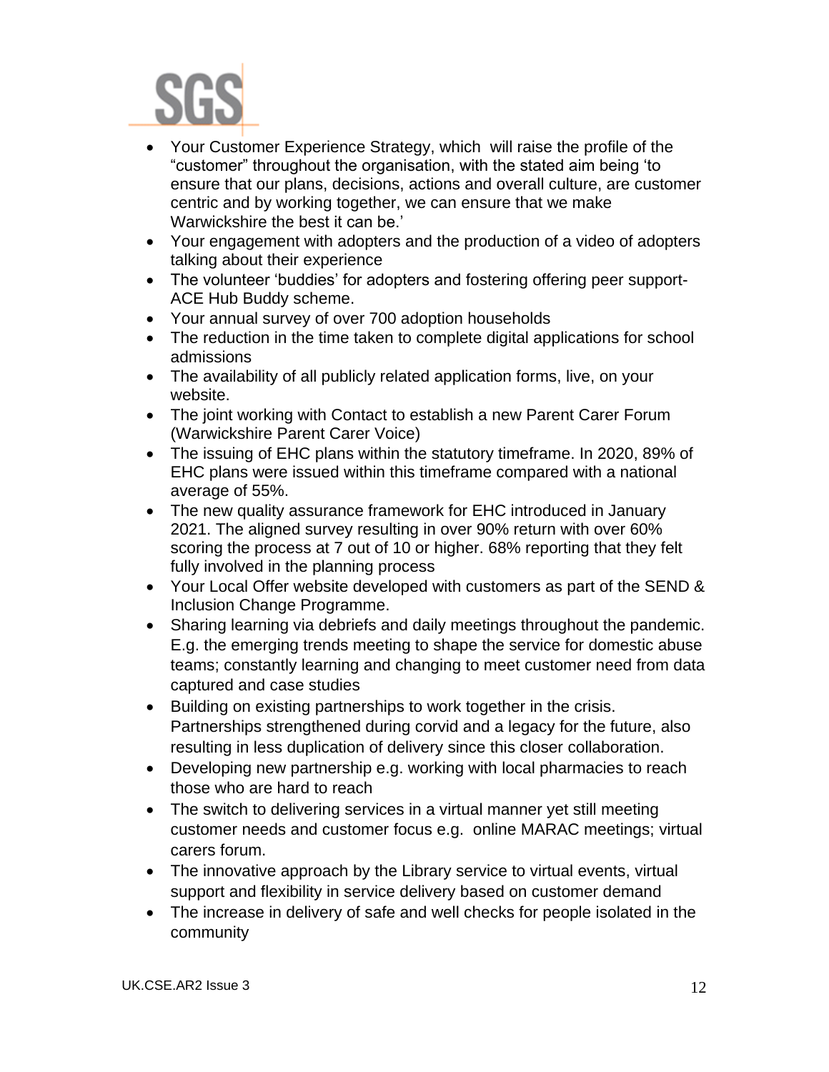- Your Customer Experience Strategy, which  will raise the profile of the "customer" throughout the organisation, with the stated aim being 'to ensure that our plans, decisions, actions and overall culture, are customer centric and by working together, we can ensure that we make Warwickshire the best it can be.'
- Your engagement with adopters and the production of a video of adopters talking about their experience
- The volunteer 'buddies' for adopters and fostering offering peer support- ACE Hub Buddy scheme.
- Your annual survey of over 700 adoption households
- The reduction in the time taken to complete digital applications for school admissions
- The availability of all publicly related application forms, live, on your website.
- The joint working with Contact to establish a new Parent Carer Forum (Warwickshire Parent Carer Voice)
- The issuing of EHC plans within the statutory timeframe. In 2020, 89% of EHC plans were issued within this timeframe compared with a national average of 55%.
- The new quality assurance framework for EHC introduced in January 2021. The aligned survey resulting in over 90% return with over 60% scoring the process at 7 out of 10 or higher. 68% reporting that they felt fully involved in the planning process
- Your Local Offer website developed with customers as part of the SEND & Inclusion Change Programme.
- Sharing learning via debriefs and daily meetings throughout the pandemic. E.g. the emerging trends meeting to shape the service for domestic abuse teams; constantly learning and changing to meet customer need from data captured and case studies
- Building on existing partnerships to work together in the crisis. Partnerships strengthened during corvid and a legacy for the future, also resulting in less duplication of delivery since this closer collaboration.
- Developing new partnership e.g. working with local pharmacies to reach those who are hard to reach
- The switch to delivering services in a virtual manner yet still meeting customer needs and customer focus e.g.  online MARAC meetings; virtual carers forum.
- The innovative approach by the Library service to virtual events, virtual support and flexibility in service delivery based on customer demand
- The increase in delivery of safe and well checks for people isolated in the community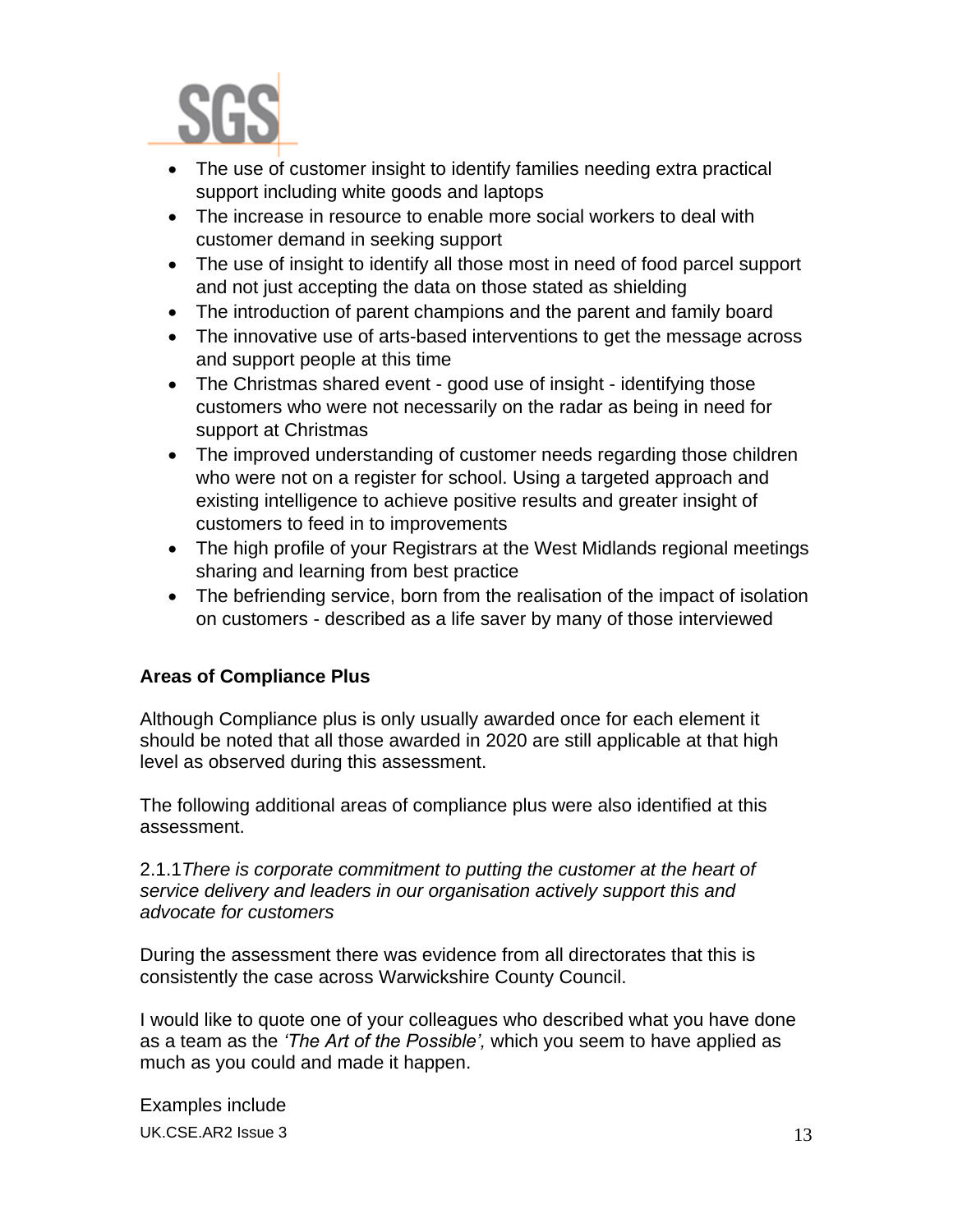- The use of customer insight to identify families needing extra practical support including white goods and laptops
- The increase in resource to enable more social workers to deal with customer demand in seeking support
- The use of insight to identify all those most in need of food parcel support and not just accepting the data on those stated as shielding
- The introduction of parent champions and the parent and family board
- The innovative use of arts-based interventions to get the message across and support people at this time
- The Christmas shared event - good use of insight - identifying those customers who were not necessarily on the radar as being in need for support at Christmas
- The improved understanding of customer needs regarding those children who were not on a register for school. Using a targeted approach and existing intelligence to achieve positive results and greater insight of customers to feed in to improvements
- The high profile of your Registrars at the West Midlands regional meetings sharing and learning from best practice
- The befriending service, born from the realisation of the impact of isolation on customers - described as a life saver by many of those interviewed

**Areas of Compliance Plus**

Although Compliance plus is only usually awarded once for each element it should be noted that all those awarded in 2020 are still applicable at that high level as observed during this assessment.

The following additional areas of compliance plus were also identified at this assessment.

2.1.1*There is corporate commitment to putting the customer at the heart of service delivery and leaders in our organisation actively support this and advocate for customers*

During the assessment there was evidence from all directorates that this is consistently the case across Warwickshire County Council.

I would like to quote one of your colleagues who described what you have done as a team as the *'The Art of the Possible',* which you seem to have applied as much as you could and made it happen.

Examples include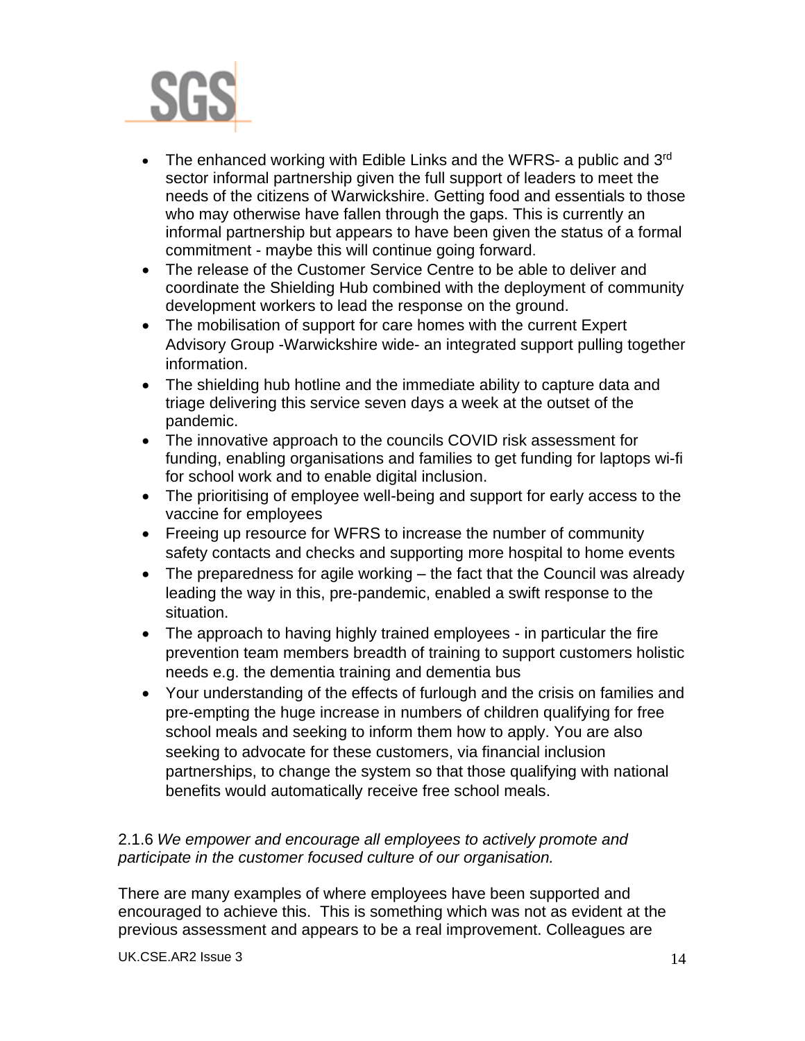- The enhanced working with Edible Links and the WFRS- a public and 3rd sector informal partnership given the full support of leaders to meet the needs of the citizens of Warwickshire. Getting food and essentials to those who may otherwise have fallen through the gaps. This is currently an informal partnership but appears to have been given the status of a formal commitment - maybe this will continue going forward.
- The release of the Customer Service Centre to be able to deliver and coordinate the Shielding Hub combined with the deployment of community development workers to lead the response on the ground.
- The mobilisation of support for care homes with the current Expert Advisory Group -Warwickshire wide- an integrated support pulling together information.
- The shielding hub hotline and the immediate ability to capture data and triage delivering this service seven days a week at the outset of the pandemic.
- The innovative approach to the councils COVID risk assessment for funding, enabling organisations and families to get funding for laptops wi-fi for school work and to enable digital inclusion.
- The prioritising of employee well-being and support for early access to the vaccine for employees
- Freeing up resource for WFRS to increase the number of community safety contacts and checks and supporting more hospital to home events
- The preparedness for agile working – the fact that the Council was already leading the way in this, pre-pandemic, enabled a swift response to the situation.
- The approach to having highly trained employees - in particular the fire prevention team members breadth of training to support customers holistic needs e.g. the dementia training and dementia bus
- Your understanding of the effects of furlough and the crisis on families and pre-empting the huge increase in numbers of children qualifying for free school meals and seeking to inform them how to apply. You are also seeking to advocate for these customers, via financial inclusion partnerships, to change the system so that those qualifying with national benefits would automatically receive free school meals.

2.1.6 *We empower and encourage all employees to actively promote and participate in the customer focused culture of our organisation.*

There are many examples of where employees have been supported and encouraged to achieve this. This is something which was not as evident at the previous assessment and appears to be a real improvement. Colleagues are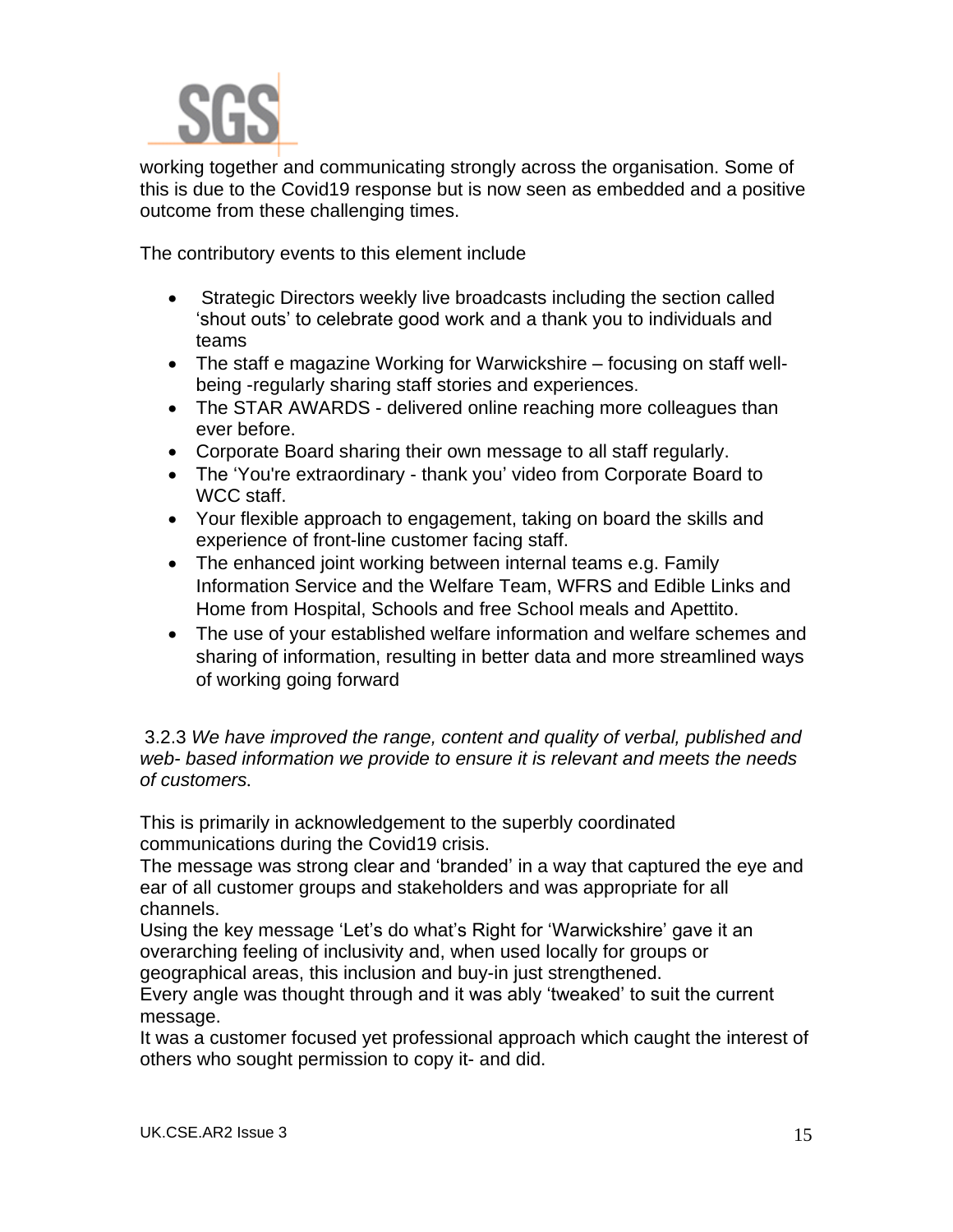working together and communicating strongly across the organisation. Some of this is due to the Covid19 response but is now seen as embedded and a positive outcome from these challenging times.

The contributory events to this element include

- Strategic Directors weekly live broadcasts including the section called 'shout outs' to celebrate good work and a thank you to individuals and teams
- The staff e magazine Working for Warwickshire – focusing on staff well-being -regularly sharing staff stories and experiences.
- The STAR AWARDS - delivered online reaching more colleagues than ever before.
- Corporate Board sharing their own message to all staff regularly.
- The 'You're extraordinary - thank you' video from Corporate Board to WCC staff.
- Your flexible approach to engagement, taking on board the skills and experience of front-line customer facing staff.
- The enhanced joint working between internal teams e.g. Family Information Service and the Welfare Team, WFRS and Edible Links and Home from Hospital, Schools and free School meals and Apettito.
- The use of your established welfare information and welfare schemes and sharing of information, resulting in better data and more streamlined ways of working going forward

3.2.3 *We have improved the range, content and quality of verbal, published and web- based information we provide to ensure it is relevant and meets the needs of customers.*

This is primarily in acknowledgement to the superbly coordinated communications during the Covid19 crisis.
The message was strong clear and 'branded' in a way that captured the eye and ear of all customer groups and stakeholders and was appropriate for all channels.
Using the key message 'Let's do what's Right for 'Warwickshire' gave it an overarching feeling of inclusivity and, when used locally for groups or geographical areas, this inclusion and buy-in just strengthened.
Every angle was thought through and it was ably 'tweaked' to suit the current message.
It was a customer focused yet professional approach which caught the interest of others who sought permission to copy it- and did.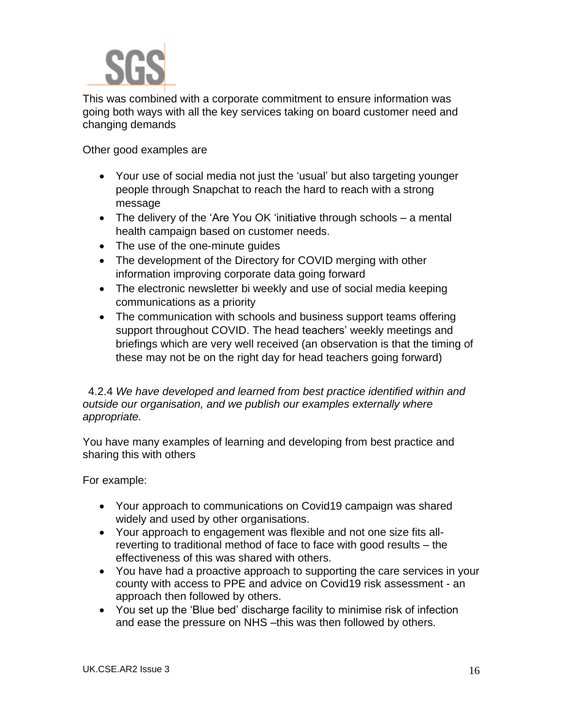This was combined with a corporate commitment to ensure information was going both ways with all the key services taking on board customer need and changing demands

Other good examples are

- Your use of social media not just the 'usual' but also targeting younger people through Snapchat to reach the hard to reach with a strong message
- The delivery of the 'Are You OK 'initiative through schools – a mental health campaign based on customer needs.
- The use of the one-minute guides
- The development of the Directory for COVID merging with other information improving corporate data going forward
- The electronic newsletter bi weekly and use of social media keeping communications as a priority
- The communication with schools and business support teams offering support throughout COVID. The head teachers' weekly meetings and briefings which are very well received (an observation is that the timing of these may not be on the right day for head teachers going forward)

4.2.4 *We have developed and learned from best practice identified within and outside our organisation, and we publish our examples externally where appropriate.*

You have many examples of learning and developing from best practice and sharing this with others

For example:

- Your approach to communications on Covid19 campaign was shared widely and used by other organisations.
- Your approach to engagement was flexible and not one size fits all- reverting to traditional method of face to face with good results – the effectiveness of this was shared with others.
- You have had a proactive approach to supporting the care services in your county with access to PPE and advice on Covid19 risk assessment - an approach then followed by others.
- You set up the 'Blue bed' discharge facility to minimise risk of infection and ease the pressure on NHS –this was then followed by others.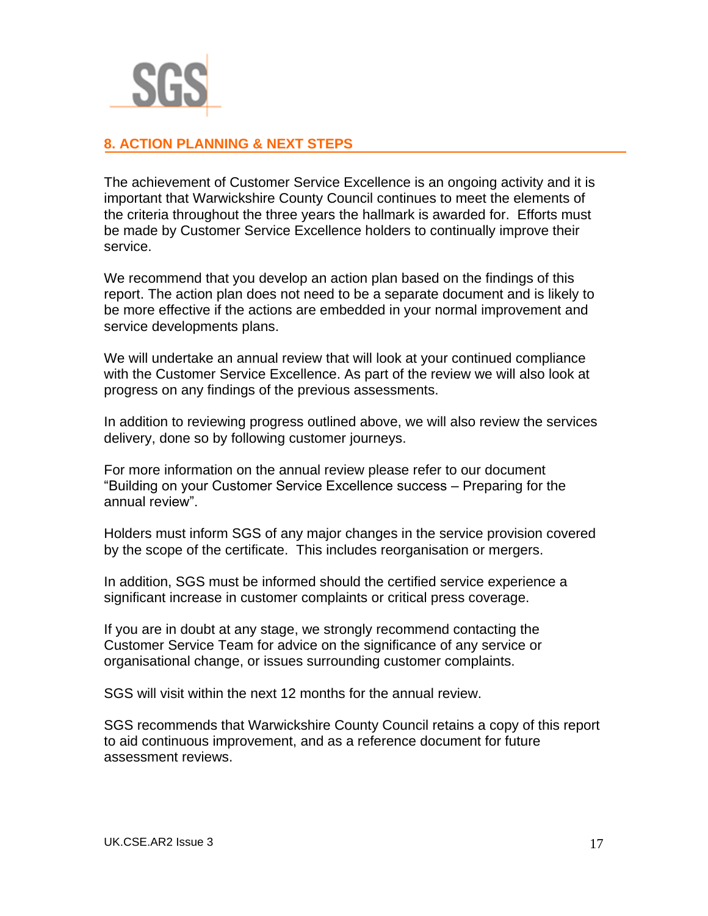## 8. ACTION PLANNING & NEXT STEPS

The achievement of Customer Service Excellence is an ongoing activity and it is important that Warwickshire County Council continues to meet the elements of the criteria throughout the three years the hallmark is awarded for. Efforts must be made by Customer Service Excellence holders to continually improve their service.

We recommend that you develop an action plan based on the findings of this report. The action plan does not need to be a separate document and is likely to be more effective if the actions are embedded in your normal improvement and service developments plans.

We will undertake an annual review that will look at your continued compliance with the Customer Service Excellence. As part of the review we will also look at progress on any findings of the previous assessments.

In addition to reviewing progress outlined above, we will also review the services delivery, done so by following customer journeys.

For more information on the annual review please refer to our document "Building on your Customer Service Excellence success – Preparing for the annual review".

Holders must inform SGS of any major changes in the service provision covered by the scope of the certificate. This includes reorganisation or mergers.

In addition, SGS must be informed should the certified service experience a significant increase in customer complaints or critical press coverage.

If you are in doubt at any stage, we strongly recommend contacting the Customer Service Team for advice on the significance of any service or organisational change, or issues surrounding customer complaints.

SGS will visit within the next 12 months for the annual review.

SGS recommends that Warwickshire County Council retains a copy of this report to aid continuous improvement, and as a reference document for future assessment reviews.